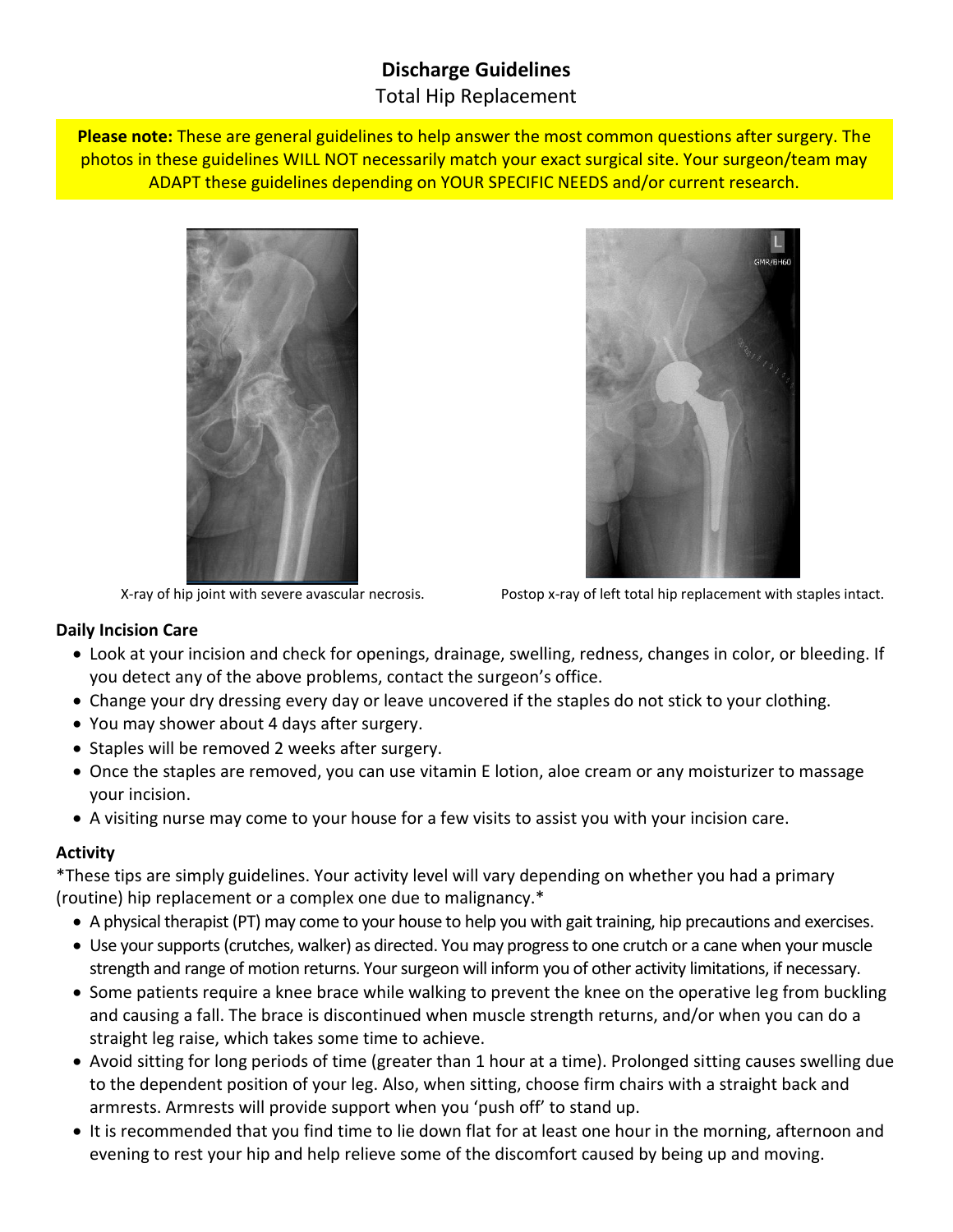# Discharge Guidelines

Total Hip Replacement

**Please note:** These are general guidelines to help answer the most common questions after surgery. The photos in these guidelines WILL NOT necessarily match your exact surgical site. Your surgeon/team may ADAPT these guidelines depending on YOUR SPECIFIC NEEDS and/or current research.

X-ray of hip joint with severe avascular necrosis.

Postop x-ray of left total hip replacement with staples intact.

### Daily Incision Care

- Look at your incision and check for openings, drainage, swelling, redness, changes in color, or bleeding. If you detect any of the above problems, contact the surgeon's office.
- Change your dry dressing every day or leave uncovered if the staples do not stick to your clothing.
- You may shower about 4 days after surgery.
- Staples will be removed 2 weeks after surgery.
- Once the staples are removed, you can use vitamin E lotion, aloe cream or any moisturizer to massage your incision.
- A visiting nurse may come to your house for a few visits to assist you with your incision care.

### Activity

*These tips are simply guidelines. Your activity level will vary depending on whether you had a primary (routine) hip replacement or a complex one due to malignancy.*

- A physical therapist (PT) may come to your house to help you with gait training, hip precautions and exercises.
- Use your supports (crutches, walker) as directed. You may progress to one crutch or a cane when your muscle strength and range of motion returns. Your surgeon will inform you of other activity limitations, if necessary.
- Some patients require a knee brace while walking to prevent the knee on the operative leg from buckling and causing a fall. The brace is discontinued when muscle strength returns, and/or when you can do a straight leg raise, which takes some time to achieve.
- Avoid sitting for long periods of time (greater than 1 hour at a time). Prolonged sitting causes swelling due to the dependent position of your leg. Also, when sitting, choose firm chairs with a straight back and armrests. Armrests will provide support when you 'push off' to stand up.
- It is recommended that you find time to lie down flat for at least one hour in the morning, afternoon and evening to rest your hip and help relieve some of the discomfort caused by being up and moving.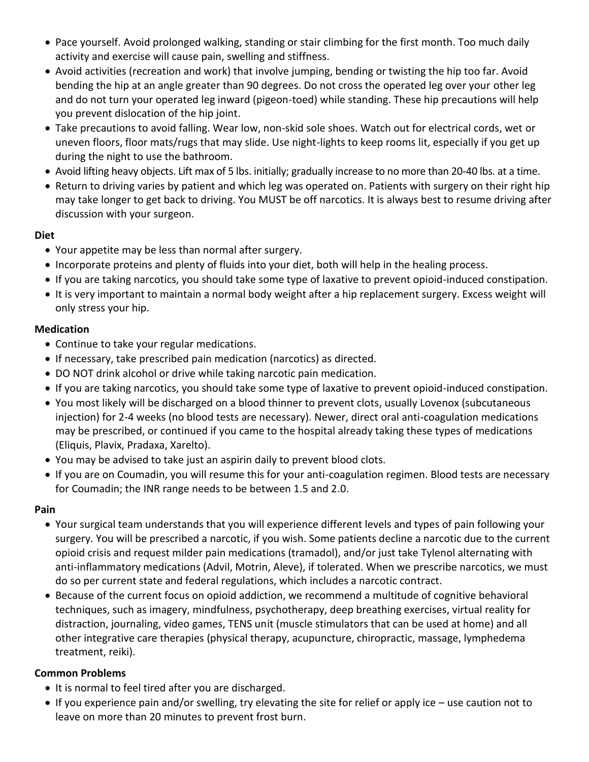- Pace yourself. Avoid prolonged walking, standing or stair climbing for the first month. Too much daily activity and exercise will cause pain, swelling and stiffness.
- Avoid activities (recreation and work) that involve jumping, bending or twisting the hip too far. Avoid bending the hip at an angle greater than 90 degrees. Do not cross the operated leg over your other leg and do not turn your operated leg inward (pigeon-toed) while standing. These hip precautions will help you prevent dislocation of the hip joint.
- Take precautions to avoid falling. Wear low, non-skid sole shoes. Watch out for electrical cords, wet or uneven floors, floor mats/rugs that may slide. Use night-lights to keep rooms lit, especially if you get up during the night to use the bathroom.
- Avoid lifting heavy objects. Lift max of 5 lbs. initially; gradually increase to no more than 20-40 lbs. at a time.
- Return to driving varies by patient and which leg was operated on. Patients with surgery on their right hip may take longer to get back to driving. You MUST be off narcotics. It is always best to resume driving after discussion with your surgeon.

**Diet**

- Your appetite may be less than normal after surgery.
- Incorporate proteins and plenty of fluids into your diet, both will help in the healing process.
- If you are taking narcotics, you should take some type of laxative to prevent opioid-induced constipation.
- It is very important to maintain a normal body weight after a hip replacement surgery. Excess weight will only stress your hip.

**Medication**

- Continue to take your regular medications.
- If necessary, take prescribed pain medication (narcotics) as directed.
- DO NOT drink alcohol or drive while taking narcotic pain medication.
- If you are taking narcotics, you should take some type of laxative to prevent opioid-induced constipation.
- You most likely will be discharged on a blood thinner to prevent clots, usually Lovenox (subcutaneous injection) for 2-4 weeks (no blood tests are necessary). Newer, direct oral anti-coagulation medications may be prescribed, or continued if you came to the hospital already taking these types of medications (Eliquis, Plavix, Pradaxa, Xarelto).
- You may be advised to take just an aspirin daily to prevent blood clots.
- If you are on Coumadin, you will resume this for your anti-coagulation regimen. Blood tests are necessary for Coumadin; the INR range needs to be between 1.5 and 2.0.

**Pain**

- Your surgical team understands that you will experience different levels and types of pain following your surgery. You will be prescribed a narcotic, if you wish. Some patients decline a narcotic due to the current opioid crisis and request milder pain medications (tramadol), and/or just take Tylenol alternating with anti-inflammatory medications (Advil, Motrin, Aleve), if tolerated. When we prescribe narcotics, we must do so per current state and federal regulations, which includes a narcotic contract.
- Because of the current focus on opioid addiction, we recommend a multitude of cognitive behavioral techniques, such as imagery, mindfulness, psychotherapy, deep breathing exercises, virtual reality for distraction, journaling, video games, TENS unit (muscle stimulators that can be used at home) and all other integrative care therapies (physical therapy, acupuncture, chiropractic, massage, lymphedema treatment, reiki).

**Common Problems**

- It is normal to feel tired after you are discharged.
- If you experience pain and/or swelling, try elevating the site for relief or apply ice – use caution not to leave on more than 20 minutes to prevent frost burn.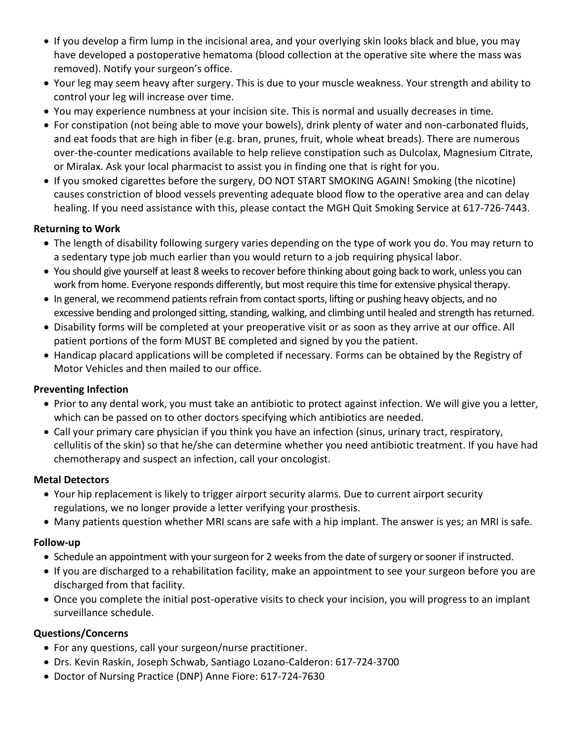- If you develop a firm lump in the incisional area, and your overlying skin looks black and blue, you may have developed a postoperative hematoma (blood collection at the operative site where the mass was removed). Notify your surgeon's office.
- Your leg may seem heavy after surgery. This is due to your muscle weakness. Your strength and ability to control your leg will increase over time.
- You may experience numbness at your incision site. This is normal and usually decreases in time.
- For constipation (not being able to move your bowels), drink plenty of water and non-carbonated fluids, and eat foods that are high in fiber (e.g. bran, prunes, fruit, whole wheat breads). There are numerous over-the-counter medications available to help relieve constipation such as Dulcolax, Magnesium Citrate, or Miralax. Ask your local pharmacist to assist you in finding one that is right for you.
- If you smoked cigarettes before the surgery, DO NOT START SMOKING AGAIN! Smoking (the nicotine) causes constriction of blood vessels preventing adequate blood flow to the operative area and can delay healing. If you need assistance with this, please contact the MGH Quit Smoking Service at 617-726-7443.

**Returning to Work**

- The length of disability following surgery varies depending on the type of work you do. You may return to a sedentary type job much earlier than you would return to a job requiring physical labor.
- You should give yourself at least 8 weeks to recover before thinking about going back to work, unless you can work from home. Everyone responds differently, but most require this time for extensive physical therapy.
- In general, we recommend patients refrain from contact sports, lifting or pushing heavy objects, and no excessive bending and prolonged sitting, standing, walking, and climbing until healed and strength has returned.
- Disability forms will be completed at your preoperative visit or as soon as they arrive at our office. All patient portions of the form MUST BE completed and signed by you the patient.
- Handicap placard applications will be completed if necessary. Forms can be obtained by the Registry of Motor Vehicles and then mailed to our office.

**Preventing Infection**

- Prior to any dental work, you must take an antibiotic to protect against infection. We will give you a letter, which can be passed on to other doctors specifying which antibiotics are needed.
- Call your primary care physician if you think you have an infection (sinus, urinary tract, respiratory, cellulitis of the skin) so that he/she can determine whether you need antibiotic treatment. If you have had chemotherapy and suspect an infection, call your oncologist.

**Metal Detectors**

- Your hip replacement is likely to trigger airport security alarms. Due to current airport security regulations, we no longer provide a letter verifying your prosthesis.
- Many patients question whether MRI scans are safe with a hip implant. The answer is yes; an MRI is safe.

**Follow-up**

- Schedule an appointment with your surgeon for 2 weeks from the date of surgery or sooner if instructed.
- If you are discharged to a rehabilitation facility, make an appointment to see your surgeon before you are discharged from that facility.
- Once you complete the initial post-operative visits to check your incision, you will progress to an implant surveillance schedule.

**Questions/Concerns**

- For any questions, call your surgeon/nurse practitioner.
- Drs. Kevin Raskin, Joseph Schwab, Santiago Lozano-Calderon: 617-724-3700
- Doctor of Nursing Practice (DNP) Anne Fiore: 617-724-7630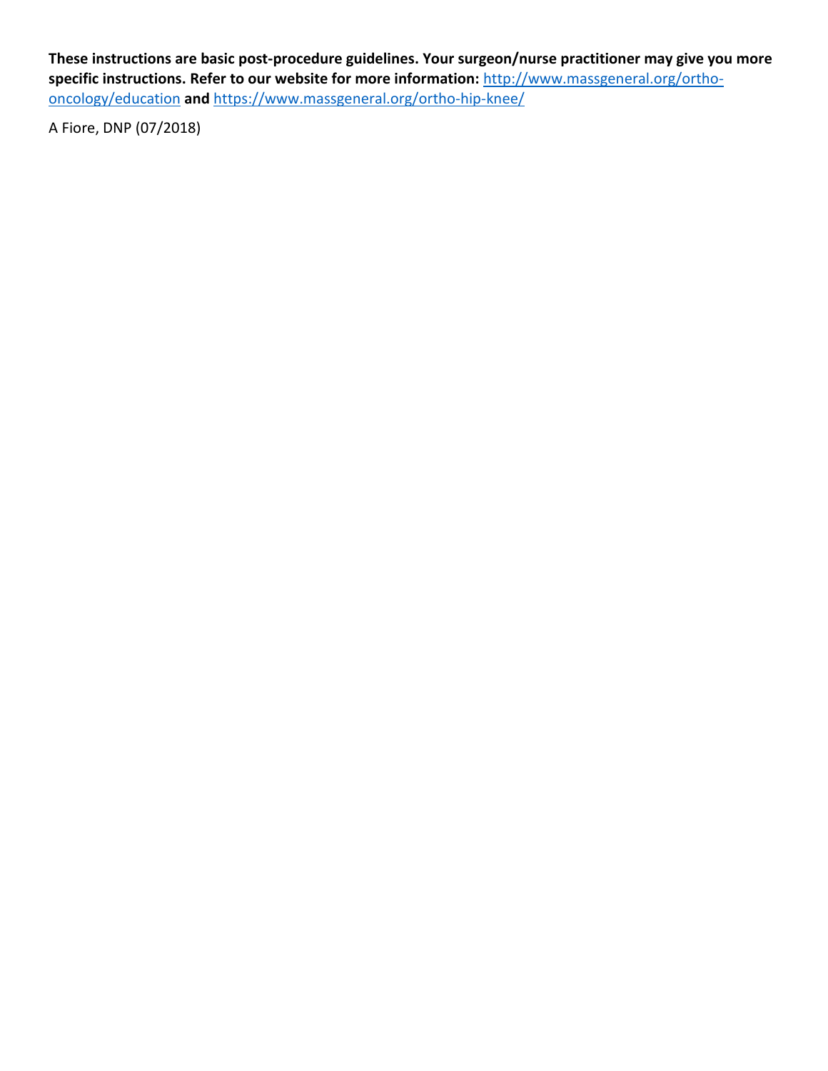**These instructions are basic post-procedure guidelines. Your surgeon/nurse practitioner may give you more specific instructions. Refer to our website for more information:** [http://www.massgeneral.org/ortho-oncology/education](http://www.massgeneral.org/ortho-oncology/education) **and** [https://www.massgeneral.org/ortho-hip-knee/](https://www.massgeneral.org/ortho-hip-knee/)

A Fiore, DNP (07/2018)